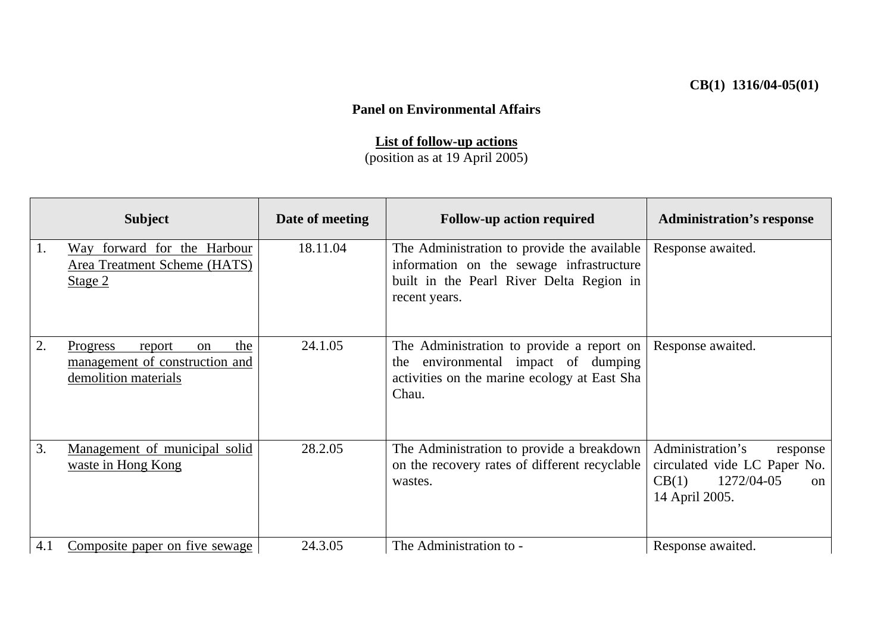**CB(1) 1316/04-05(01)**

**Panel on Environmental Affairs**

**List of follow-up actions**
(position as at 19 April 2005)

| Subject | Date of meeting | Follow-up action required | Administration's response |
|---|---|---|---|
| 1. Way forward for the Harbour Area Treatment Scheme (HATS) Stage 2 | 18.11.04 | The Administration to provide the available information on the sewage infrastructure built in the Pearl River Delta Region in recent years. | Response awaited. |
| 2. Progress report on the management of construction and demolition materials | 24.1.05 | The Administration to provide a report on the environmental impact of dumping activities on the marine ecology at East Sha Chau. | Response awaited. |
| 3. Management of municipal solid waste in Hong Kong | 28.2.05 | The Administration to provide a breakdown on the recovery rates of different recyclable wastes. | Administration's response circulated vide LC Paper No. CB(1) 1272/04-05 on 14 April 2005. |
| 4.1 Composite paper on five sewage | 24.3.05 | The Administration to - | Response awaited. |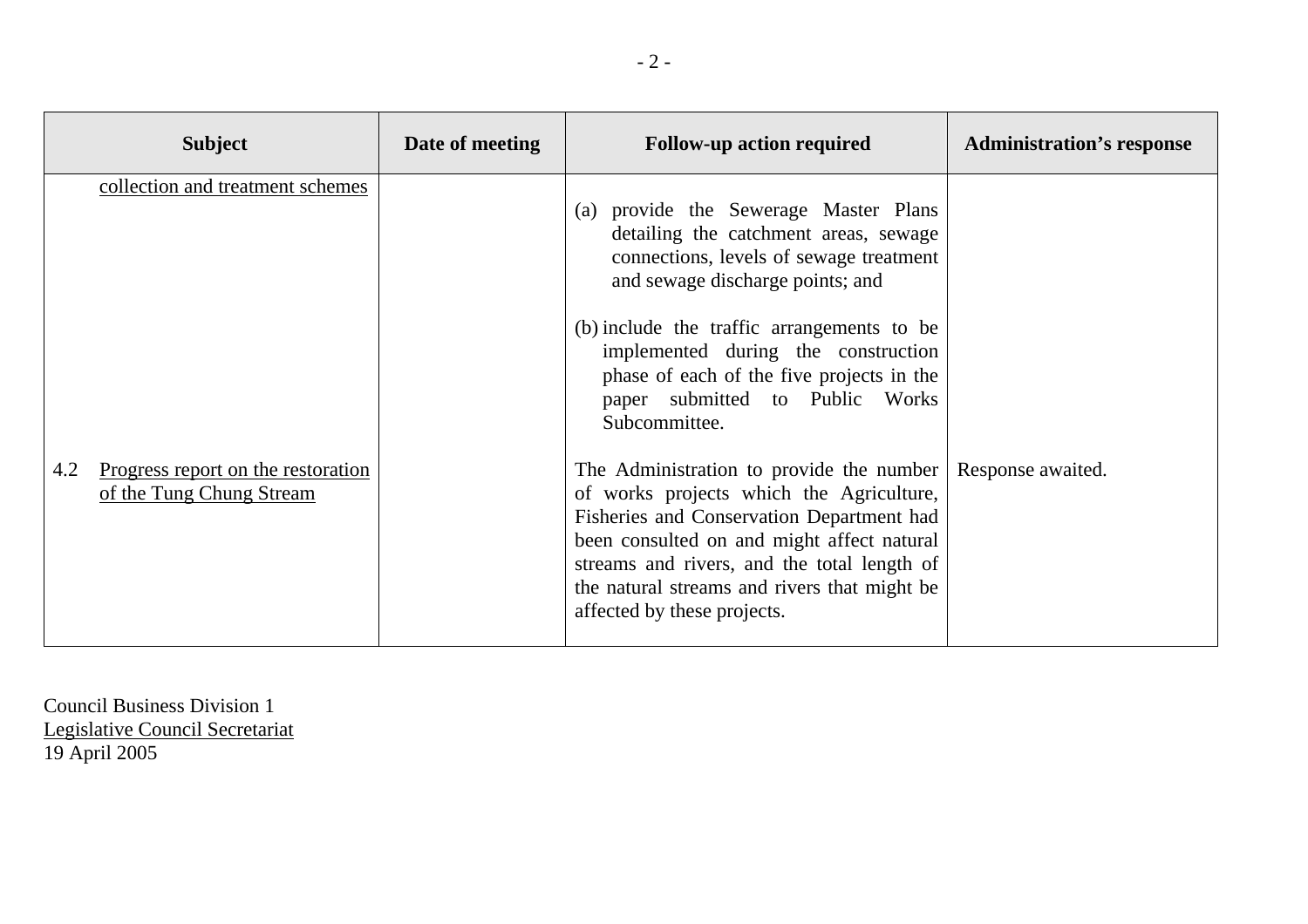| Subject | Date of meeting | Follow-up action required | Administration's response |
|---|---|---|---|
| collection and treatment schemes | | (a) provide the Sewerage Master Plans detailing the catchment areas, sewage connections, levels of sewage treatment and sewage discharge points; and<br><br>(b) include the traffic arrangements to be implemented during the construction phase of each of the five projects in the paper submitted to Public Works Subcommittee. | |
| 4.2 Progress report on the restoration of the Tung Chung Stream | | The Administration to provide the number of works projects which the Agriculture, Fisheries and Conservation Department had been consulted on and might affect natural streams and rivers, and the total length of the natural streams and rivers that might be affected by these projects. | Response awaited. |

Council Business Division 1
Legislative Council Secretariat
19 April 2005